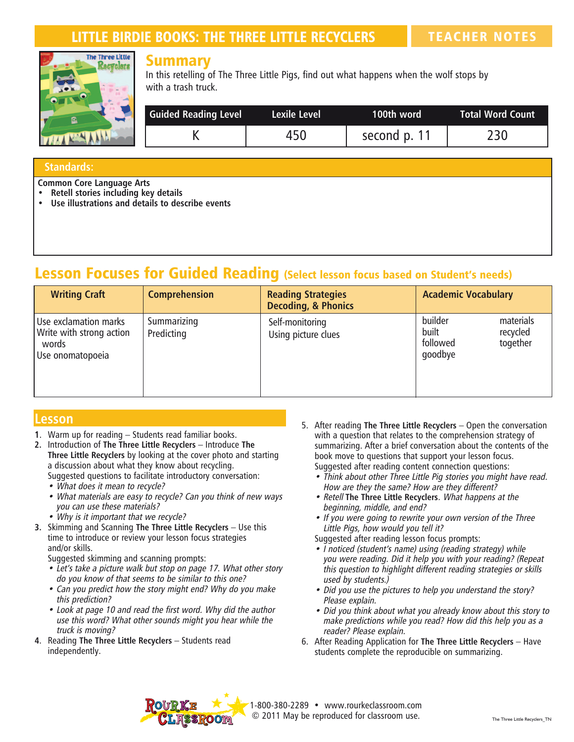# LITTLE BIRDIE BOOKS: THE THREE LITTLE RECYCLERS

TEACHER NOTES

## Summary

In this retelling of The Three Little Pigs, find out what happens when the wolf stops by with a trash truck.

| Guided Reading Level | Lexile Level | 100th word | Total Word Count |
|---|---|---|---|
| K | 450 | second p. 11 | 230 |

## Standards:

**Common Core Language Arts**

- **Retell stories including key details**
- **Use illustrations and details to describe events**

## Lesson Focuses for Guided Reading (Select lesson focus based on Student's needs)

| Writing Craft | Comprehension | Reading Strategies Decoding, & Phonics | Academic Vocabulary | |
|---|---|---|---|---|
| Use exclamation marks<br>Write with strong action words<br>Use onomatopoeia | Summarizing<br>Predicting | Self-monitoring<br>Using picture clues | builder<br>built<br>followed<br>goodbye | materials<br>recycled<br>together |

## Lesson

1. Warm up for reading – Students read familiar books.
2. Introduction of **The Three Little Recyclers** – Introduce **The Three Little Recyclers** by looking at the cover photo and starting a discussion about what they know about recycling.
   Suggested questions to facilitate introductory conversation:
   - *What does it mean to recycle?*
   - *What materials are easy to recycle? Can you think of new ways you can use these materials?*
   - *Why is it important that we recycle?*
3. Skimming and Scanning **The Three Little Recyclers** – Use this time to introduce or review your lesson focus strategies and/or skills.
   Suggested skimming and scanning prompts:
   - *Let's take a picture walk but stop on page 17. What other story do you know of that seems to be similar to this one?*
   - *Can you predict how the story might end? Why do you make this prediction?*
   - *Look at page 10 and read the first word. Why did the author use this word? What other sounds might you hear while the truck is moving?*
4. Reading **The Three Little Recyclers** – Students read independently.
5. After reading **The Three Little Recyclers** – Open the conversation with a question that relates to the comprehension strategy of summarizing. After a brief conversation about the contents of the book move to questions that support your lesson focus.
   Suggested after reading content connection questions:
   - *Think about other Three Little Pig stories you might have read. How are they the same? How are they different?*
   - *Retell* **The Three Little Recyclers**. *What happens at the beginning, middle, and end?*
   - *If you were going to rewrite your own version of the Three Little Pigs, how would you tell it?*

   Suggested after reading lesson focus prompts:
   - *I noticed (student's name) using (reading strategy) while you were reading. Did it help you with your reading? (Repeat this question to highlight different reading strategies or skills used by students.)*
   - *Did you use the pictures to help you understand the story? Please explain.*
   - *Did you think about what you already know about this story to make predictions while you read? How did this help you as a reader? Please explain.*
6. After Reading Application for **The Three Little Recyclers** – Have students complete the reproducible on summarizing.

1-800-380-2289 • www.rourkeclassroom.com
© 2011 May be reproduced for classroom use.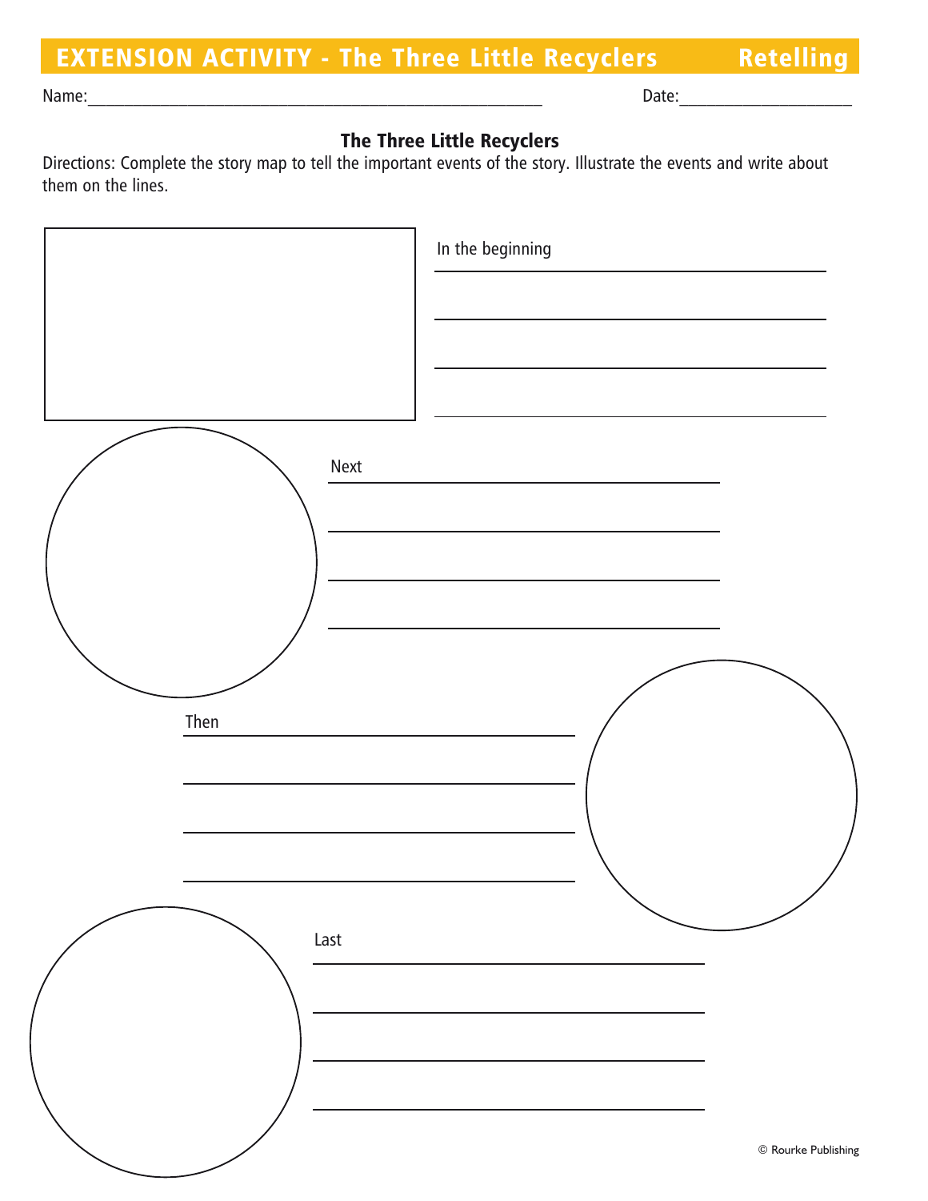# EXTENSION ACTIVITY - The Three Little Recyclers    Retelling

Name:______________________________________________ Date:____________________

## The Three Little Recyclers

Directions: Complete the story map to tell the important events of the story. Illustrate the events and write about them on the lines.

In the beginning ______________________________________

______________________________________

______________________________________

______________________________________

Next ______________________________________

______________________________________

______________________________________

______________________________________

Then ______________________________________

______________________________________

______________________________________

______________________________________

Last ______________________________________

______________________________________

______________________________________

______________________________________

© Rourke Publishing